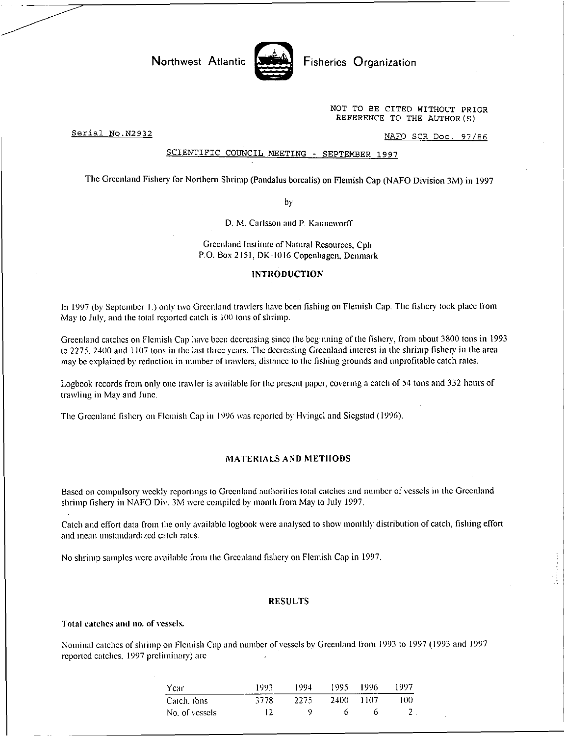Northwest Atlantic Fisheries Organization

NOT TO BE CITED WITHOUT PRIOR
REFERENCE TO THE AUTHOR(S)

Serial No.N2932

NAFO SCR Doc. 97/86

SCIENTIFIC COUNCIL MEETING - SEPTEMBER 1997

# The Greenland Fishery for Northern Shrimp (Pandalus borealis) on Flemish Cap (NAFO Division 3M) in 1997

by

D. M. Carlsson and P. Kanneworff

Greenland Institute of Natural Resources, Cph.
P.O. Box 2151, DK-1016 Copenhagen, Denmark

## INTRODUCTION

In 1997 (by September 1.) only two Greenland trawlers have been fishing on Flemish Cap. The fishery took place from May to July, and the total reported catch is 100 tons of shrimp.

Greenland catches on Flemish Cap have been decreasing since the beginning of the fishery, from about 3800 tons in 1993 to 2275, 2400 and 1107 tons in the last three years. The decreasing Greenland interest in the shrimp fishery in the area may be explained by reduction in number of trawlers, distance to the fishing grounds and unprofitable catch rates.

Logbook records from only one trawler is available for the present paper, covering a catch of 54 tons and 332 hours of trawling in May and June.

The Greenland fishery on Flemish Cap in 1996 was reported by Hvingel and Siegstad (1996).

## MATERIALS AND METHODS

Based on compulsory weekly reportings to Greenland authorities total catches and number of vessels in the Greenland shrimp fishery in NAFO Div. 3M were compiled by month from May to July 1997.

Catch and effort data from the only available logbook were analysed to show monthly distribution of catch, fishing effort and mean unstandardized catch rates.

No shrimp samples were available from the Greenland fishery on Flemish Cap in 1997.

## RESULTS

### Total catches and no. of vessels.

Nominal catches of shrimp on Flemish Cap and number of vessels by Greenland from 1993 to 1997 (1993 and 1997 reported catches, 1997 preliminary) are

| Year | 1993 | 1994 | 1995 | 1996 | 1997 |
|---|---|---|---|---|---|
| Catch, tons | 3778 | 2275 | 2400 | 1107 | 100 |
| No. of vessels | 12 | 9 | 6 | 6 | 2 |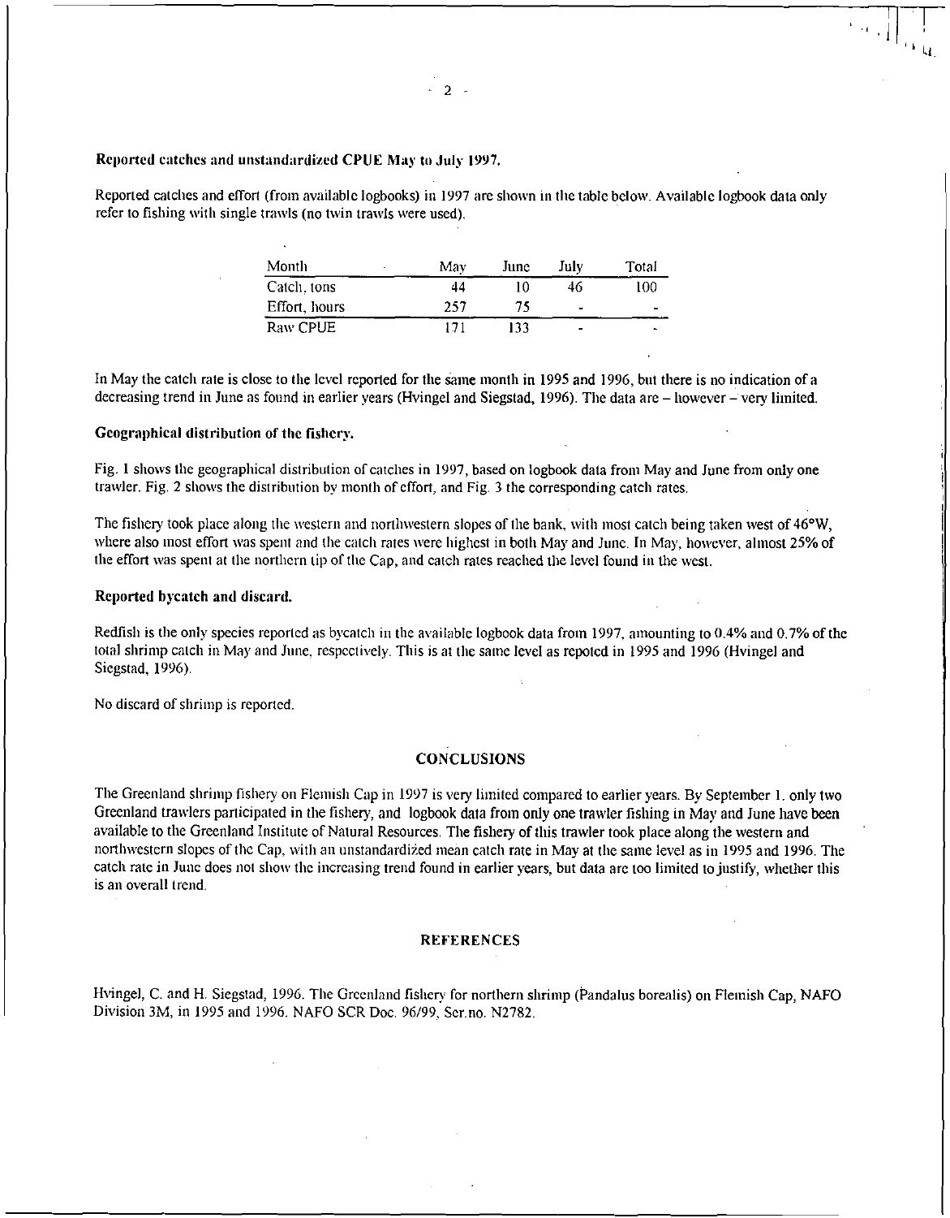**Reported catches and unstandardized CPUE May to July 1997.**

Reported catches and effort (from available logbooks) in 1997 are shown in the table below. Available logbook data only refer to fishing with single trawls (no twin trawls were used).

| Month | May | June | July | Total |
|---|---|---|---|---|
| Catch, tons | 44 | 10 | 46 | 100 |
| Effort, hours | 257 | 75 | - | - |
| Raw CPUE | 171 | 133 | - | - |

In May the catch rate is close to the level reported for the same month in 1995 and 1996, but there is no indication of a decreasing trend in June as found in earlier years (Hvingel and Siegstad, 1996). The data are – however – very limited.

**Geographical distribution of the fishery.**

Fig. 1 shows the geographical distribution of catches in 1997, based on logbook data from May and June from only one trawler. Fig. 2 shows the distribution by month of effort, and Fig. 3 the corresponding catch rates.

The fishery took place along the western and northwestern slopes of the bank, with most catch being taken west of 46°W, where also most effort was spent and the catch rates were highest in both May and June. In May, however, almost 25% of the effort was spent at the northern tip of the Cap, and catch rates reached the level found in the west.

**Reported bycatch and discard.**

Redfish is the only species reported as bycatch in the available logbook data from 1997, amounting to 0.4% and 0.7% of the total shrimp catch in May and June, respectively. This is at the same level as repoted in 1995 and 1996 (Hvingel and Siegstad, 1996).

No discard of shrimp is reported.

## CONCLUSIONS

The Greenland shrimp fishery on Flemish Cap in 1997 is very limited compared to earlier years. By September 1, only two Greenland trawlers participated in the fishery, and logbook data from only one trawler fishing in May and June have been available to the Greenland Institute of Natural Resources. The fishery of this trawler took place along the western and northwestern slopes of the Cap, with an unstandardized mean catch rate in May at the same level as in 1995 and 1996. The catch rate in June does not show the increasing trend found in earlier years, but data are too limited to justify, whether this is an overall trend.

## REFERENCES

Hvingel, C. and H. Siegstad, 1996. The Greenland fishery for northern shrimp (Pandalus borealis) on Flemish Cap, NAFO Division 3M, in 1995 and 1996. NAFO SCR Doc. 96/99, Ser.no. N2782.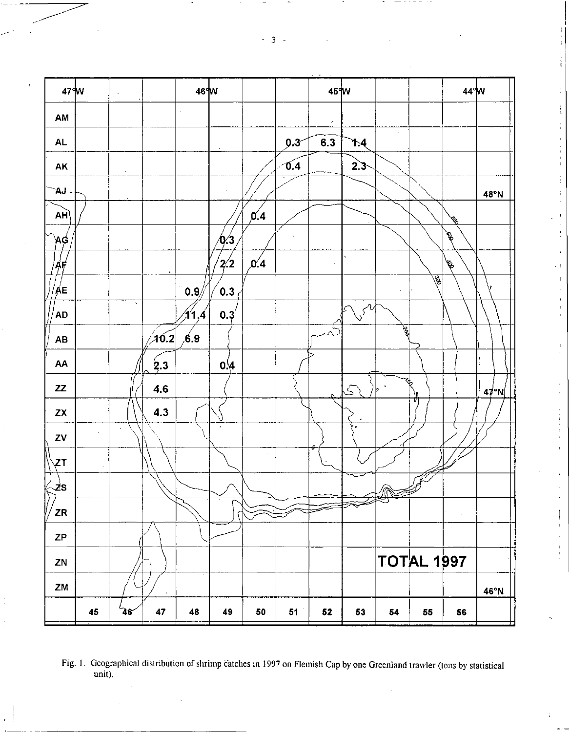**TOTAL 1997**

| | 45 | 46 | 47 | 48 | 49 | 50 | 51 | 52 | 53 | 54 | 55 | 56 |
|---|---|---|---|---|---|---|---|---|---|---|---|---|
| AM | | | | | | | | | | | | |
| AL | | | | | | | 0.3 | 6.3 | 1.4 | | | |
| AK | | | | | | | 0.4 | | 2.3 | | | |
| AJ | | | | | | | | | | | | |
| AH | | | | | | 0.4 | | | | | | |
| AG | | | | | 0.3 | | | | | | | |
| AF | | | | | 2.2 | 0.4 | | | | | | |
| AE | | | | 0.9 | 0.3 | | | | | | | |
| AD | | | | 11.4 | 0.3 | | | | | | | |
| AB | | | 10.2 | 6.9 | | | | | | | | |
| AA | | | 2.3 | | 0.4 | | | | | | | |
| ZZ | | | 4.6 | | | | | | | | | |
| ZX | | | 4.3 | | | | | | | | | |
| ZV | | | | | | | | | | | | |
| ZT | | | | | | | | | | | | |
| ZS | | | | | | | | | | | | |
| ZR | | | | | | | | | | | | |
| ZP | | | | | | | | | | | | |
| ZN | | | | | | | | | | | | |
| ZM | | | | | | | | | | | | |

47°W, 46°W, 45°W, 44°W; 48°N, 47°N, 46°N

Fig. 1. Geographical distribution of shrimp catches in 1997 on Flemish Cap by one Greenland trawler (tons by statistical unit).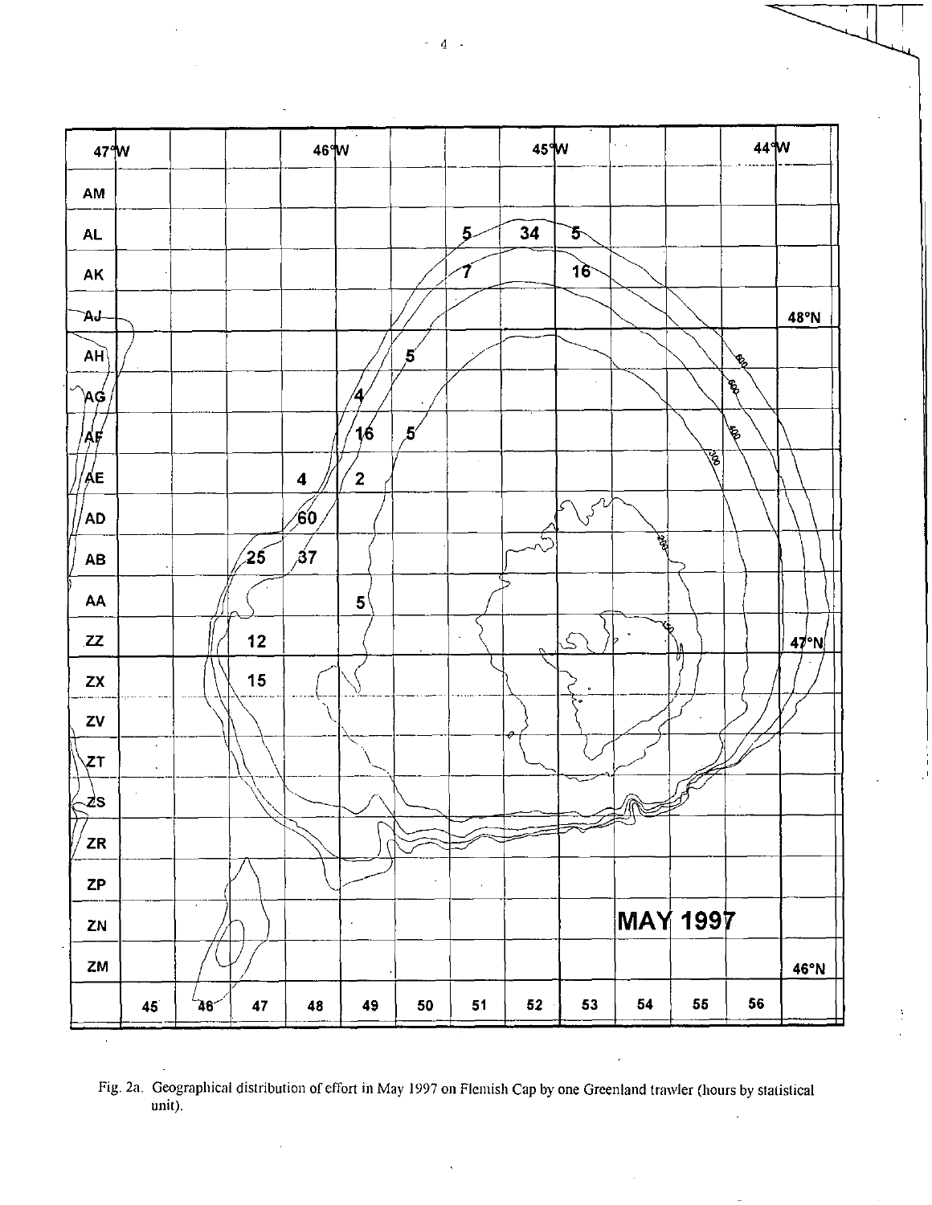Fig. 2a. Geographical distribution of effort in May 1997 on Flemish Cap by one Greenland trawler (hours by statistical unit).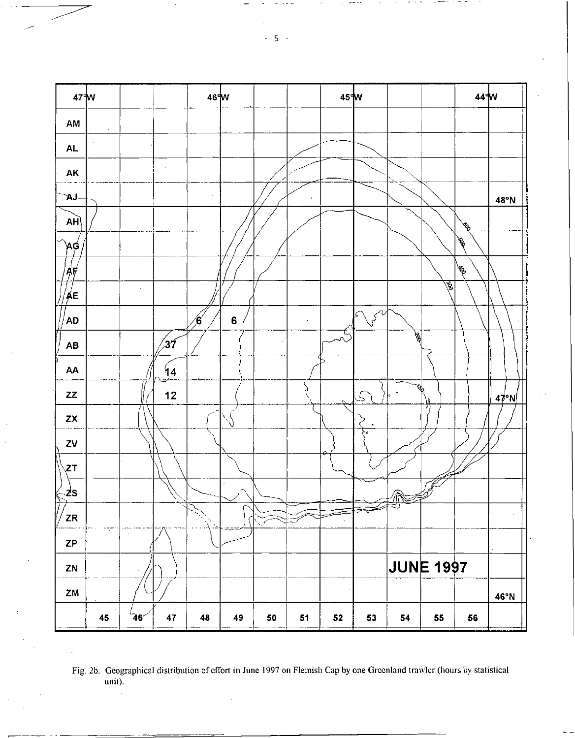**JUNE 1997**

Fig. 2b. Geographical distribution of effort in June 1997 on Flemish Cap by one Greenland trawler (hours by statistical unit).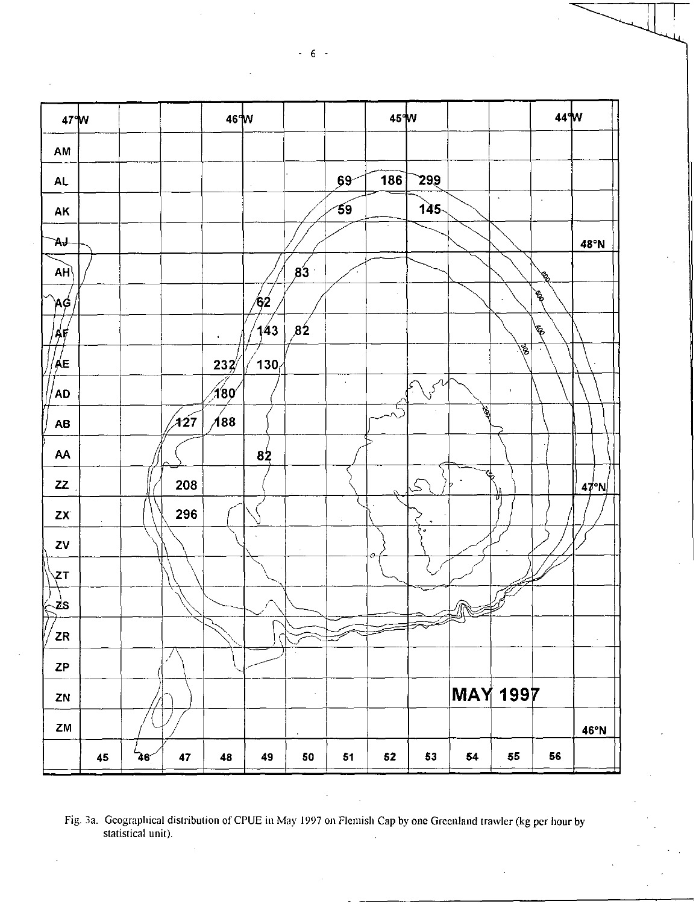**MAY 1997**

| | 45 | 46 | 47 | 48 | 49 | 50 | 51 | 52 | 53 | 54 | 55 | 56 |
|---|---|---|---|---|---|---|---|---|---|---|---|---|
| AM | | | | | | | | | | | | |
| AL | | | | | | | 69 | 186 | 299 | | | |
| AK | | | | | | | 59 | | 145 | | | |
| AJ | | | | | | | | | | | | |
| AH | | | | | | 83 | | | | | | |
| AG | | | | | 62 | | | | | | | |
| AF | | | | | 143 | 82 | | | | | | |
| AE | | | | 232 | 130 | | | | | | | |
| AD | | | | 180 | | | | | | | | |
| AB | | | 127 | 188 | | | | | | | | |
| AA | | | | | 82 | | | | | | | |
| ZZ | | | 208 | | | | | | | | | |
| ZX | | | 296 | | | | | | | | | |
| ZV | | | | | | | | | | | | |
| ZT | | | | | | | | | | | | |
| ZS | | | | | | | | | | | | |
| ZR | | | | | | | | | | | | |
| ZP | | | | | | | | | | | | |
| ZN | | | | | | | | | | | | |
| ZM | | | | | | | | | | | | |

Fig. 3a. Geographical distribution of CPUE in May 1997 on Flemish Cap by one Greenland trawler (kg per hour by statistical unit).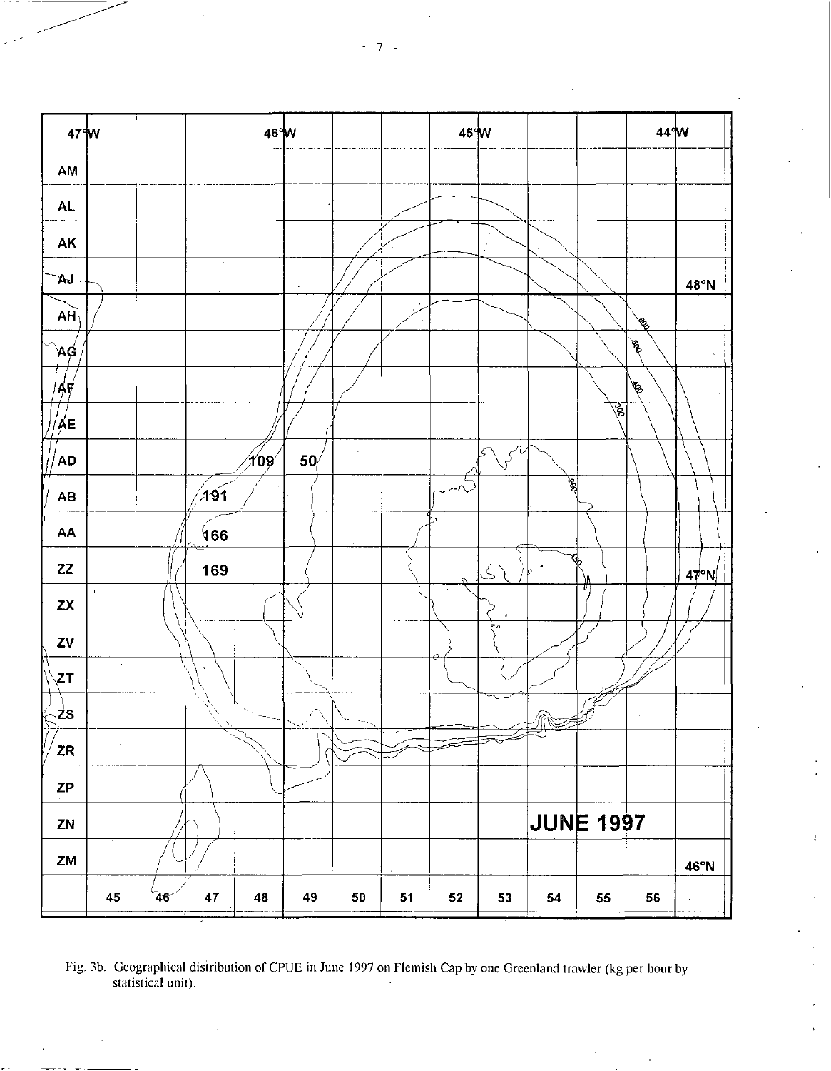47°W

46°W

45°W

44°W

48°N

47°N

46°N

AM

AL

AK

AJ

AH

AG

AF

AE

AD

AB

AA

ZZ

ZX

ZV

ZT

ZS

ZR

ZP

ZN

ZM

45 46 47 48 49 50 51 52 53 54 55 56

109

50

191

166

169

600

500

400

300

200

150

JUNE 1997

Fig. 3b. Geographical distribution of CPUE in June 1997 on Flemish Cap by one Greenland trawler (kg per hour by statistical unit).